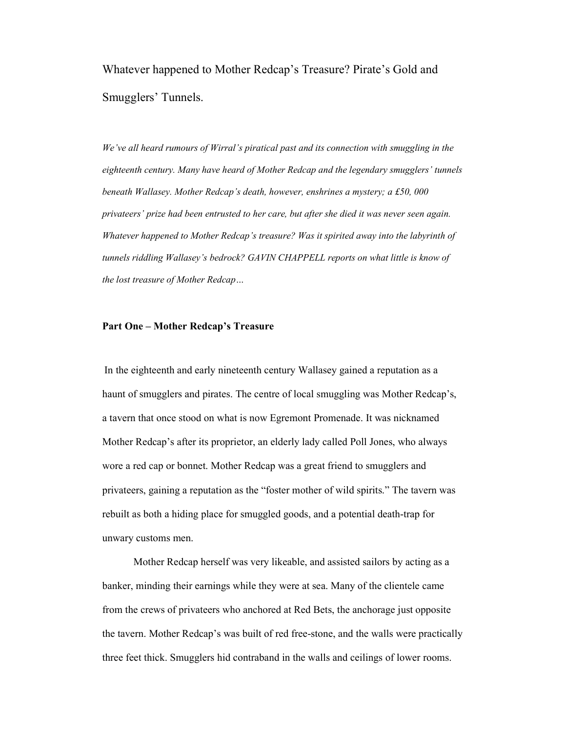# Whatever happened to Mother Redcap's Treasure? Pirate's Gold and Smugglers' Tunnels.

*We've all heard rumours of Wirral's piratical past and its connection with smuggling in the eighteenth century. Many have heard of Mother Redcap and the legendary smugglers' tunnels beneath Wallasey. Mother Redcap's death, however, enshrines a mystery; a £50, 000 privateers' prize had been entrusted to her care, but after she died it was never seen again. Whatever happened to Mother Redcap's treasure? Was it spirited away into the labyrinth of tunnels riddling Wallasey's bedrock? GAVIN CHAPPELL reports on what little is know of the lost treasure of Mother Redcap…*

## Part One – Mother Redcap's Treasure

In the eighteenth and early nineteenth century Wallasey gained a reputation as a haunt of smugglers and pirates. The centre of local smuggling was Mother Redcap's, a tavern that once stood on what is now Egremont Promenade. It was nicknamed Mother Redcap's after its proprietor, an elderly lady called Poll Jones, who always wore a red cap or bonnet. Mother Redcap was a great friend to smugglers and privateers, gaining a reputation as the "foster mother of wild spirits." The tavern was rebuilt as both a hiding place for smuggled goods, and a potential death-trap for unwary customs men.

Mother Redcap herself was very likeable, and assisted sailors by acting as a banker, minding their earnings while they were at sea. Many of the clientele came from the crews of privateers who anchored at Red Bets, the anchorage just opposite the tavern. Mother Redcap's was built of red free-stone, and the walls were practically three feet thick. Smugglers hid contraband in the walls and ceilings of lower rooms.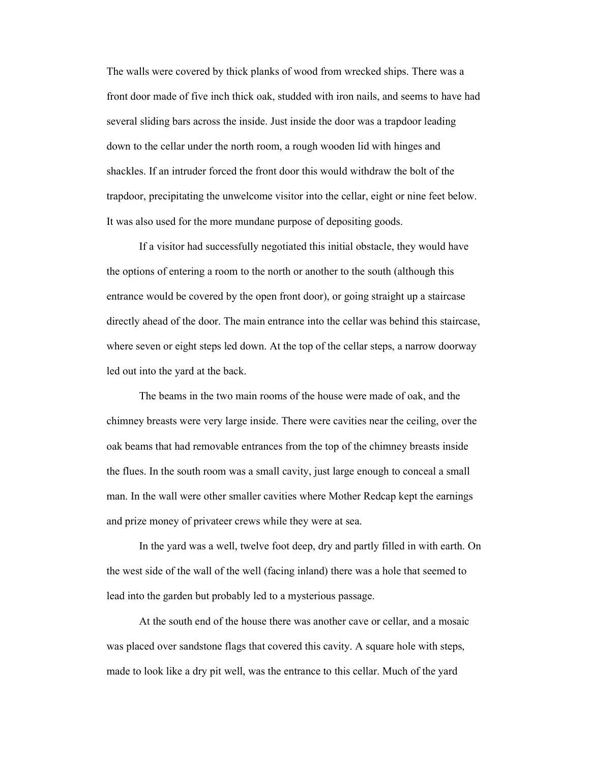The walls were covered by thick planks of wood from wrecked ships. There was a front door made of five inch thick oak, studded with iron nails, and seems to have had several sliding bars across the inside. Just inside the door was a trapdoor leading down to the cellar under the north room, a rough wooden lid with hinges and shackles. If an intruder forced the front door this would withdraw the bolt of the trapdoor, precipitating the unwelcome visitor into the cellar, eight or nine feet below. It was also used for the more mundane purpose of depositing goods.

If a visitor had successfully negotiated this initial obstacle, they would have the options of entering a room to the north or another to the south (although this entrance would be covered by the open front door), or going straight up a staircase directly ahead of the door. The main entrance into the cellar was behind this staircase, where seven or eight steps led down. At the top of the cellar steps, a narrow doorway led out into the yard at the back.

The beams in the two main rooms of the house were made of oak, and the chimney breasts were very large inside. There were cavities near the ceiling, over the oak beams that had removable entrances from the top of the chimney breasts inside the flues. In the south room was a small cavity, just large enough to conceal a small man. In the wall were other smaller cavities where Mother Redcap kept the earnings and prize money of privateer crews while they were at sea.

In the yard was a well, twelve foot deep, dry and partly filled in with earth. On the west side of the wall of the well (facing inland) there was a hole that seemed to lead into the garden but probably led to a mysterious passage.

At the south end of the house there was another cave or cellar, and a mosaic was placed over sandstone flags that covered this cavity. A square hole with steps, made to look like a dry pit well, was the entrance to this cellar. Much of the yard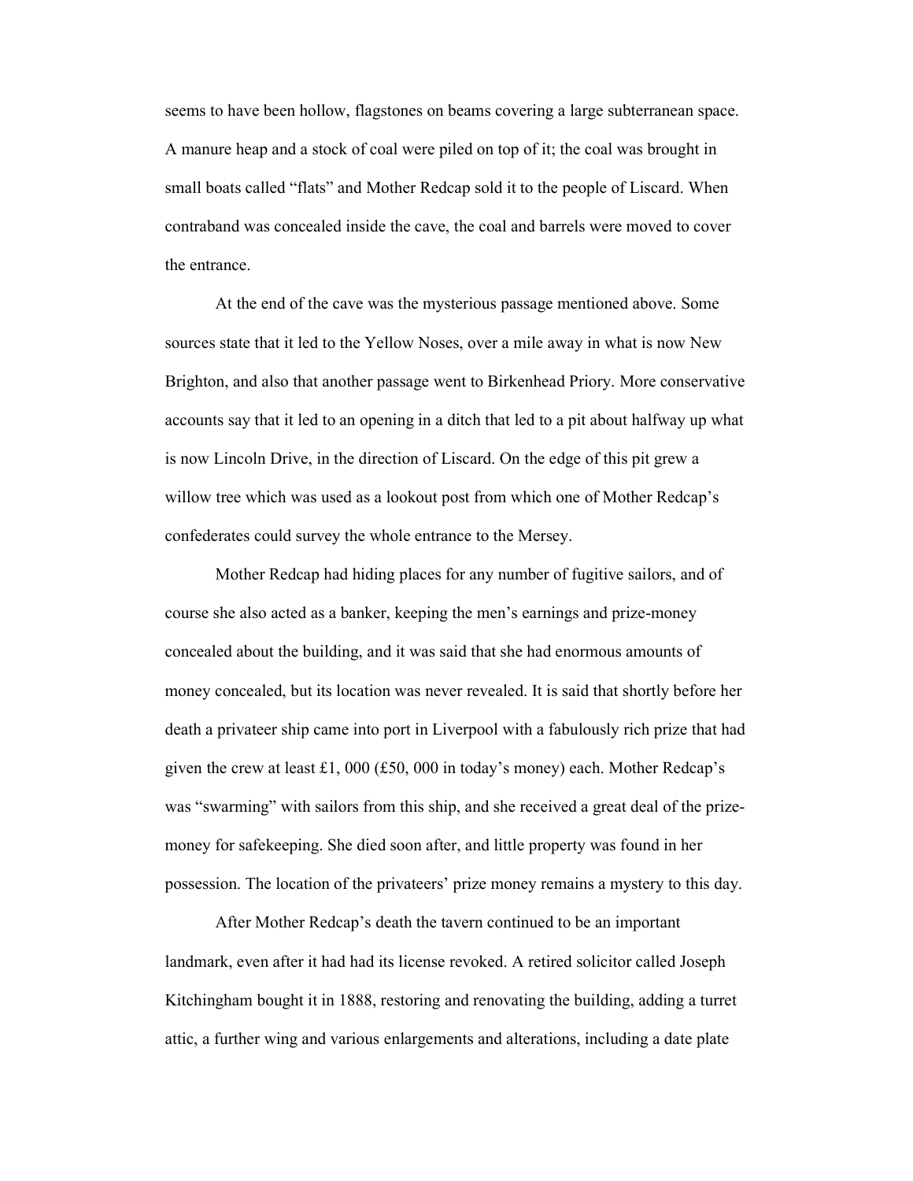seems to have been hollow, flagstones on beams covering a large subterranean space. A manure heap and a stock of coal were piled on top of it; the coal was brought in small boats called "flats" and Mother Redcap sold it to the people of Liscard. When contraband was concealed inside the cave, the coal and barrels were moved to cover the entrance.

At the end of the cave was the mysterious passage mentioned above. Some sources state that it led to the Yellow Noses, over a mile away in what is now New Brighton, and also that another passage went to Birkenhead Priory. More conservative accounts say that it led to an opening in a ditch that led to a pit about halfway up what is now Lincoln Drive, in the direction of Liscard. On the edge of this pit grew a willow tree which was used as a lookout post from which one of Mother Redcap's confederates could survey the whole entrance to the Mersey.

Mother Redcap had hiding places for any number of fugitive sailors, and of course she also acted as a banker, keeping the men's earnings and prize-money concealed about the building, and it was said that she had enormous amounts of money concealed, but its location was never revealed. It is said that shortly before her death a privateer ship came into port in Liverpool with a fabulously rich prize that had given the crew at least £1, 000 (£50, 000 in today's money) each. Mother Redcap's was "swarming" with sailors from this ship, and she received a great deal of the prize-money for safekeeping. She died soon after, and little property was found in her possession. The location of the privateers' prize money remains a mystery to this day.

After Mother Redcap's death the tavern continued to be an important landmark, even after it had had its license revoked. A retired solicitor called Joseph Kitchingham bought it in 1888, restoring and renovating the building, adding a turret attic, a further wing and various enlargements and alterations, including a date plate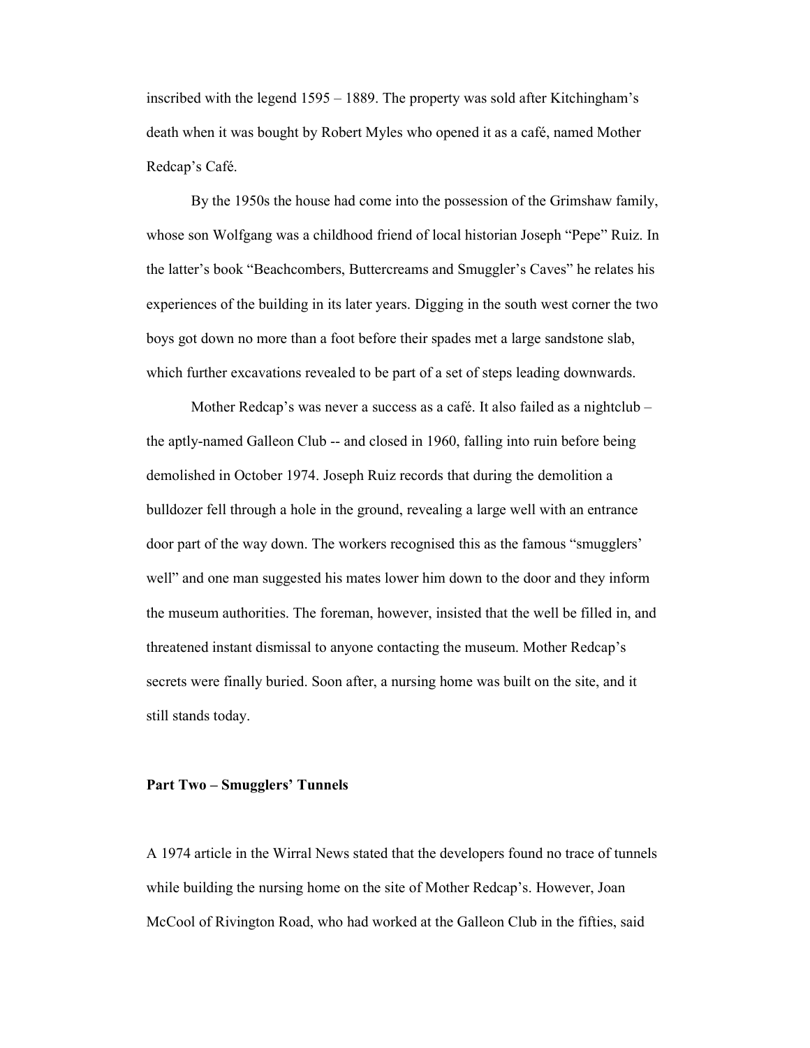inscribed with the legend 1595 – 1889. The property was sold after Kitchingham's death when it was bought by Robert Myles who opened it as a café, named Mother Redcap's Café.

By the 1950s the house had come into the possession of the Grimshaw family, whose son Wolfgang was a childhood friend of local historian Joseph "Pepe" Ruiz. In the latter's book "Beachcombers, Buttercreams and Smuggler's Caves" he relates his experiences of the building in its later years. Digging in the south west corner the two boys got down no more than a foot before their spades met a large sandstone slab, which further excavations revealed to be part of a set of steps leading downwards.

Mother Redcap's was never a success as a café. It also failed as a nightclub – the aptly-named Galleon Club -- and closed in 1960, falling into ruin before being demolished in October 1974. Joseph Ruiz records that during the demolition a bulldozer fell through a hole in the ground, revealing a large well with an entrance door part of the way down. The workers recognised this as the famous "smugglers' well" and one man suggested his mates lower him down to the door and they inform the museum authorities. The foreman, however, insisted that the well be filled in, and threatened instant dismissal to anyone contacting the museum. Mother Redcap's secrets were finally buried. Soon after, a nursing home was built on the site, and it still stands today.

**Part Two – Smugglers' Tunnels**

A 1974 article in the Wirral News stated that the developers found no trace of tunnels while building the nursing home on the site of Mother Redcap's. However, Joan McCool of Rivington Road, who had worked at the Galleon Club in the fifties, said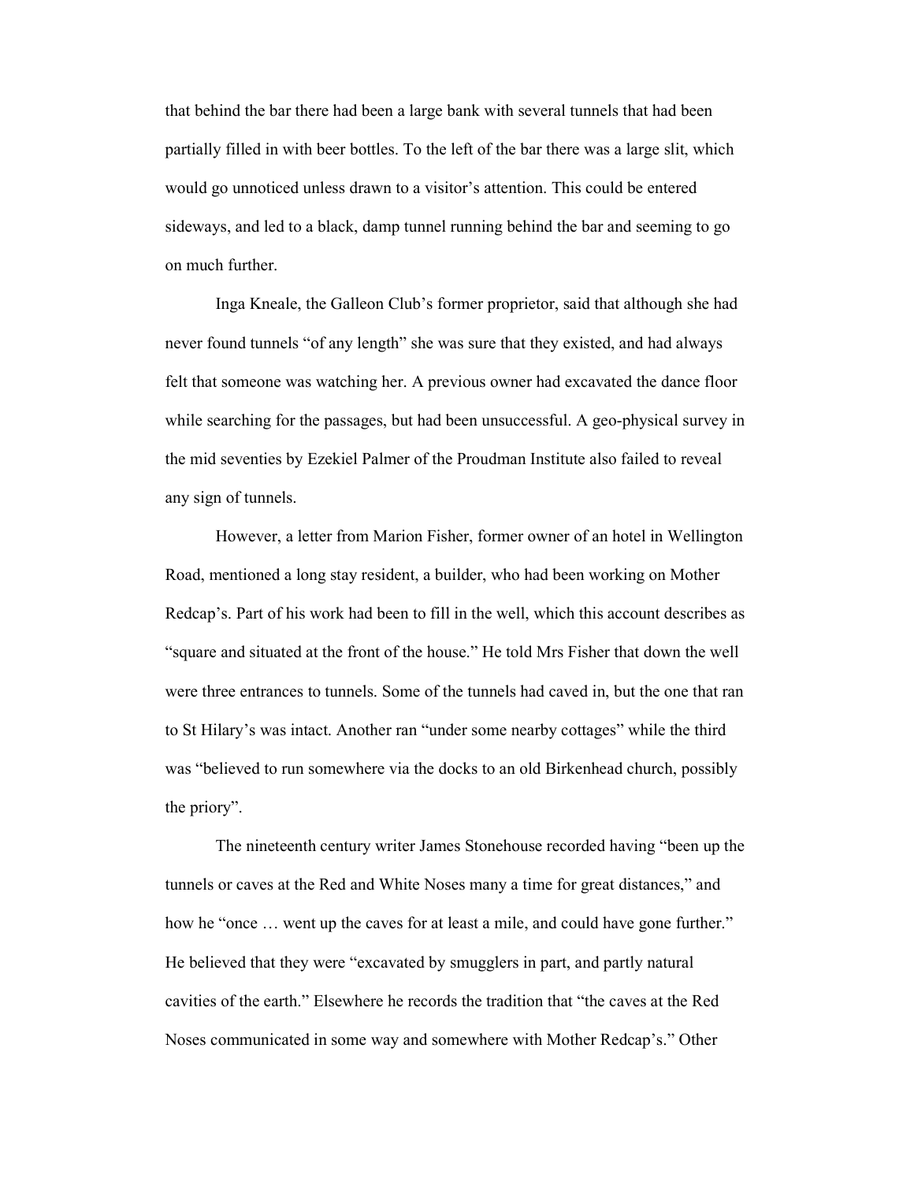that behind the bar there had been a large bank with several tunnels that had been partially filled in with beer bottles. To the left of the bar there was a large slit, which would go unnoticed unless drawn to a visitor's attention. This could be entered sideways, and led to a black, damp tunnel running behind the bar and seeming to go on much further.

Inga Kneale, the Galleon Club's former proprietor, said that although she had never found tunnels "of any length" she was sure that they existed, and had always felt that someone was watching her. A previous owner had excavated the dance floor while searching for the passages, but had been unsuccessful. A geo-physical survey in the mid seventies by Ezekiel Palmer of the Proudman Institute also failed to reveal any sign of tunnels.

However, a letter from Marion Fisher, former owner of an hotel in Wellington Road, mentioned a long stay resident, a builder, who had been working on Mother Redcap's. Part of his work had been to fill in the well, which this account describes as "square and situated at the front of the house." He told Mrs Fisher that down the well were three entrances to tunnels. Some of the tunnels had caved in, but the one that ran to St Hilary's was intact. Another ran "under some nearby cottages" while the third was "believed to run somewhere via the docks to an old Birkenhead church, possibly the priory".

The nineteenth century writer James Stonehouse recorded having "been up the tunnels or caves at the Red and White Noses many a time for great distances," and how he "once … went up the caves for at least a mile, and could have gone further." He believed that they were "excavated by smugglers in part, and partly natural cavities of the earth." Elsewhere he records the tradition that "the caves at the Red Noses communicated in some way and somewhere with Mother Redcap's." Other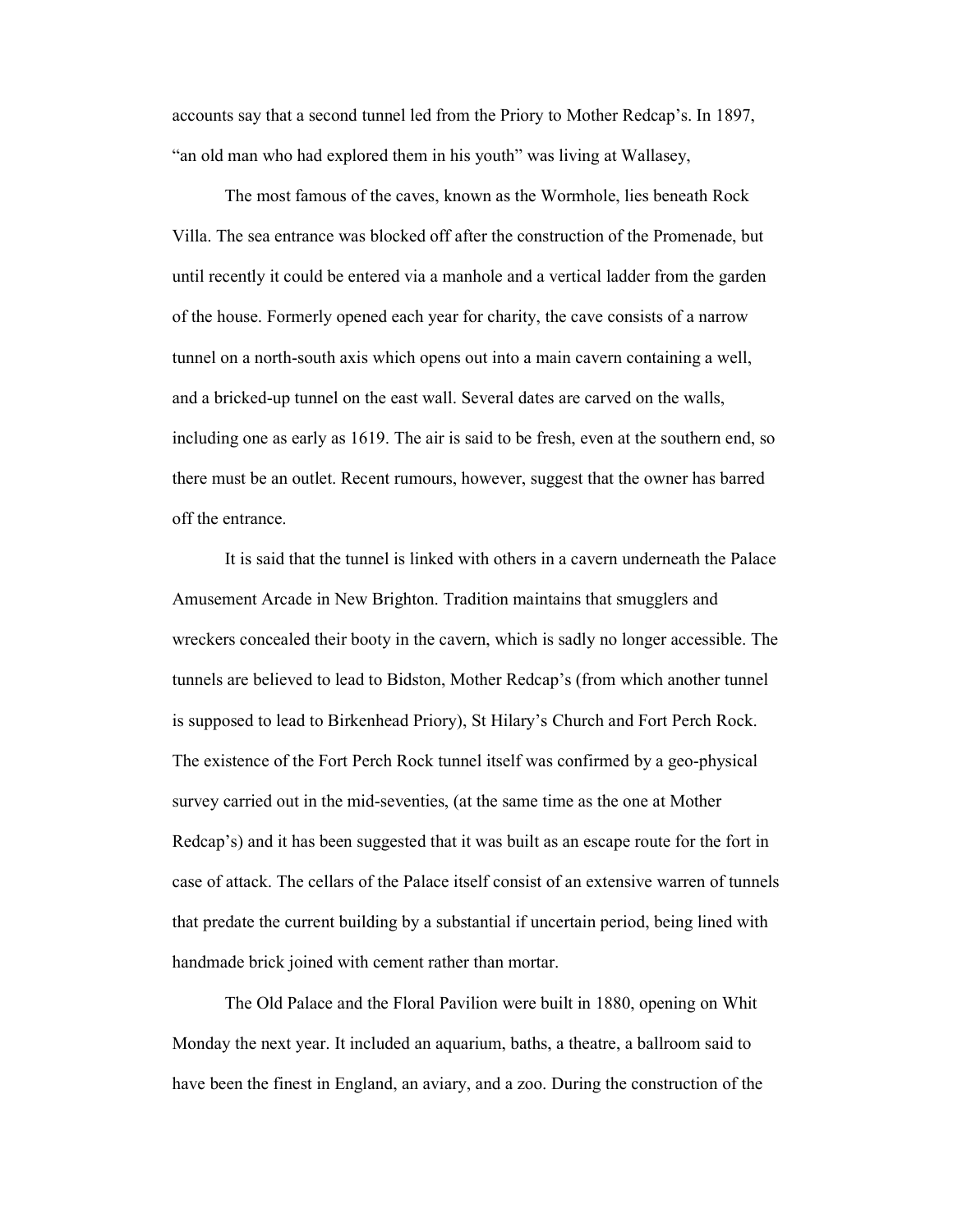accounts say that a second tunnel led from the Priory to Mother Redcap's. In 1897, "an old man who had explored them in his youth" was living at Wallasey,

The most famous of the caves, known as the Wormhole, lies beneath Rock Villa. The sea entrance was blocked off after the construction of the Promenade, but until recently it could be entered via a manhole and a vertical ladder from the garden of the house. Formerly opened each year for charity, the cave consists of a narrow tunnel on a north-south axis which opens out into a main cavern containing a well, and a bricked-up tunnel on the east wall. Several dates are carved on the walls, including one as early as 1619. The air is said to be fresh, even at the southern end, so there must be an outlet. Recent rumours, however, suggest that the owner has barred off the entrance.

It is said that the tunnel is linked with others in a cavern underneath the Palace Amusement Arcade in New Brighton. Tradition maintains that smugglers and wreckers concealed their booty in the cavern, which is sadly no longer accessible. The tunnels are believed to lead to Bidston, Mother Redcap's (from which another tunnel is supposed to lead to Birkenhead Priory), St Hilary's Church and Fort Perch Rock. The existence of the Fort Perch Rock tunnel itself was confirmed by a geo-physical survey carried out in the mid-seventies, (at the same time as the one at Mother Redcap's) and it has been suggested that it was built as an escape route for the fort in case of attack. The cellars of the Palace itself consist of an extensive warren of tunnels that predate the current building by a substantial if uncertain period, being lined with handmade brick joined with cement rather than mortar.

The Old Palace and the Floral Pavilion were built in 1880, opening on Whit Monday the next year. It included an aquarium, baths, a theatre, a ballroom said to have been the finest in England, an aviary, and a zoo. During the construction of the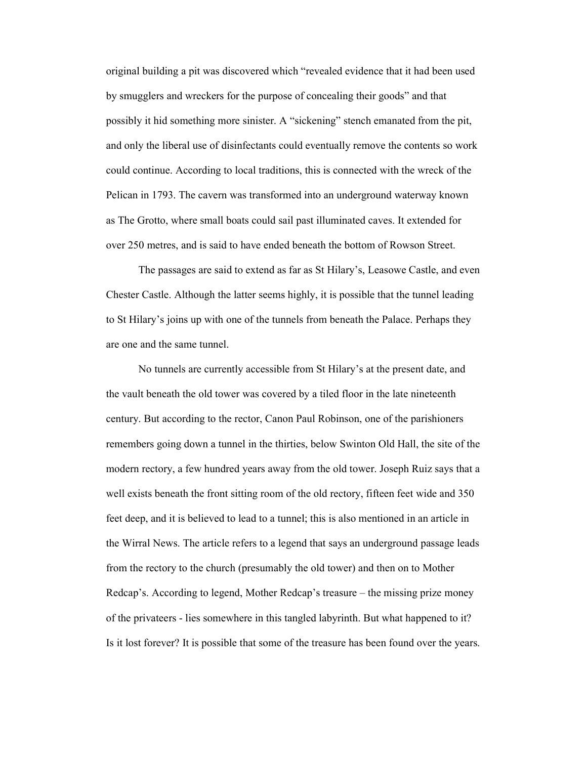original building a pit was discovered which "revealed evidence that it had been used by smugglers and wreckers for the purpose of concealing their goods" and that possibly it hid something more sinister. A "sickening" stench emanated from the pit, and only the liberal use of disinfectants could eventually remove the contents so work could continue. According to local traditions, this is connected with the wreck of the Pelican in 1793. The cavern was transformed into an underground waterway known as The Grotto, where small boats could sail past illuminated caves. It extended for over 250 metres, and is said to have ended beneath the bottom of Rowson Street.

The passages are said to extend as far as St Hilary's, Leasowe Castle, and even Chester Castle. Although the latter seems highly, it is possible that the tunnel leading to St Hilary's joins up with one of the tunnels from beneath the Palace. Perhaps they are one and the same tunnel.

No tunnels are currently accessible from St Hilary's at the present date, and the vault beneath the old tower was covered by a tiled floor in the late nineteenth century. But according to the rector, Canon Paul Robinson, one of the parishioners remembers going down a tunnel in the thirties, below Swinton Old Hall, the site of the modern rectory, a few hundred years away from the old tower. Joseph Ruiz says that a well exists beneath the front sitting room of the old rectory, fifteen feet wide and 350 feet deep, and it is believed to lead to a tunnel; this is also mentioned in an article in the Wirral News. The article refers to a legend that says an underground passage leads from the rectory to the church (presumably the old tower) and then on to Mother Redcap's. According to legend, Mother Redcap's treasure – the missing prize money of the privateers - lies somewhere in this tangled labyrinth. But what happened to it? Is it lost forever? It is possible that some of the treasure has been found over the years.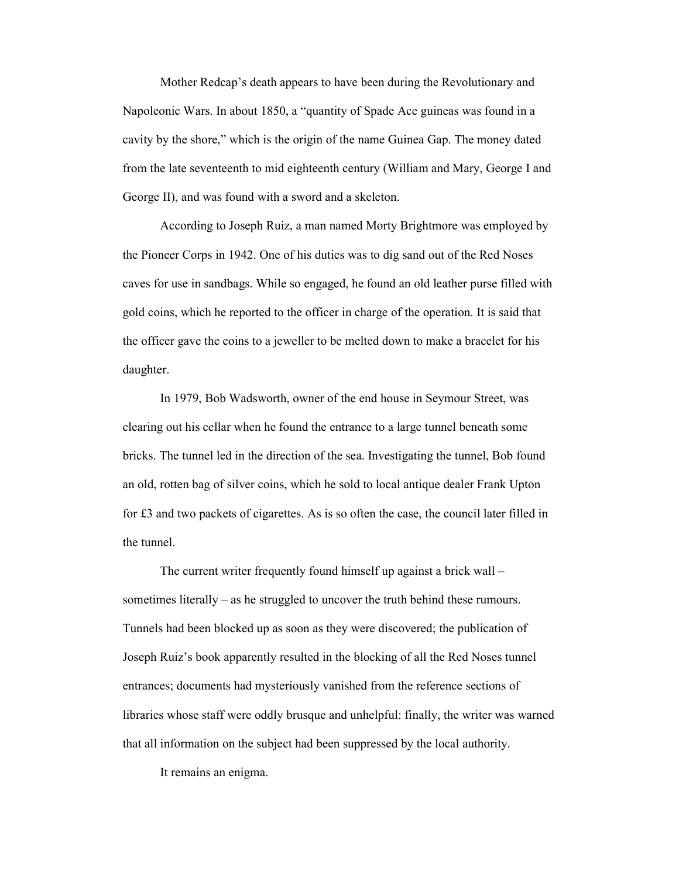Mother Redcap's death appears to have been during the Revolutionary and Napoleonic Wars. In about 1850, a "quantity of Spade Ace guineas was found in a cavity by the shore," which is the origin of the name Guinea Gap. The money dated from the late seventeenth to mid eighteenth century (William and Mary, George I and George II), and was found with a sword and a skeleton.

According to Joseph Ruiz, a man named Morty Brightmore was employed by the Pioneer Corps in 1942. One of his duties was to dig sand out of the Red Noses caves for use in sandbags. While so engaged, he found an old leather purse filled with gold coins, which he reported to the officer in charge of the operation. It is said that the officer gave the coins to a jeweller to be melted down to make a bracelet for his daughter.

In 1979, Bob Wadsworth, owner of the end house in Seymour Street, was clearing out his cellar when he found the entrance to a large tunnel beneath some bricks. The tunnel led in the direction of the sea. Investigating the tunnel, Bob found an old, rotten bag of silver coins, which he sold to local antique dealer Frank Upton for £3 and two packets of cigarettes. As is so often the case, the council later filled in the tunnel.

The current writer frequently found himself up against a brick wall – sometimes literally – as he struggled to uncover the truth behind these rumours. Tunnels had been blocked up as soon as they were discovered; the publication of Joseph Ruiz's book apparently resulted in the blocking of all the Red Noses tunnel entrances; documents had mysteriously vanished from the reference sections of libraries whose staff were oddly brusque and unhelpful: finally, the writer was warned that all information on the subject had been suppressed by the local authority.

It remains an enigma.